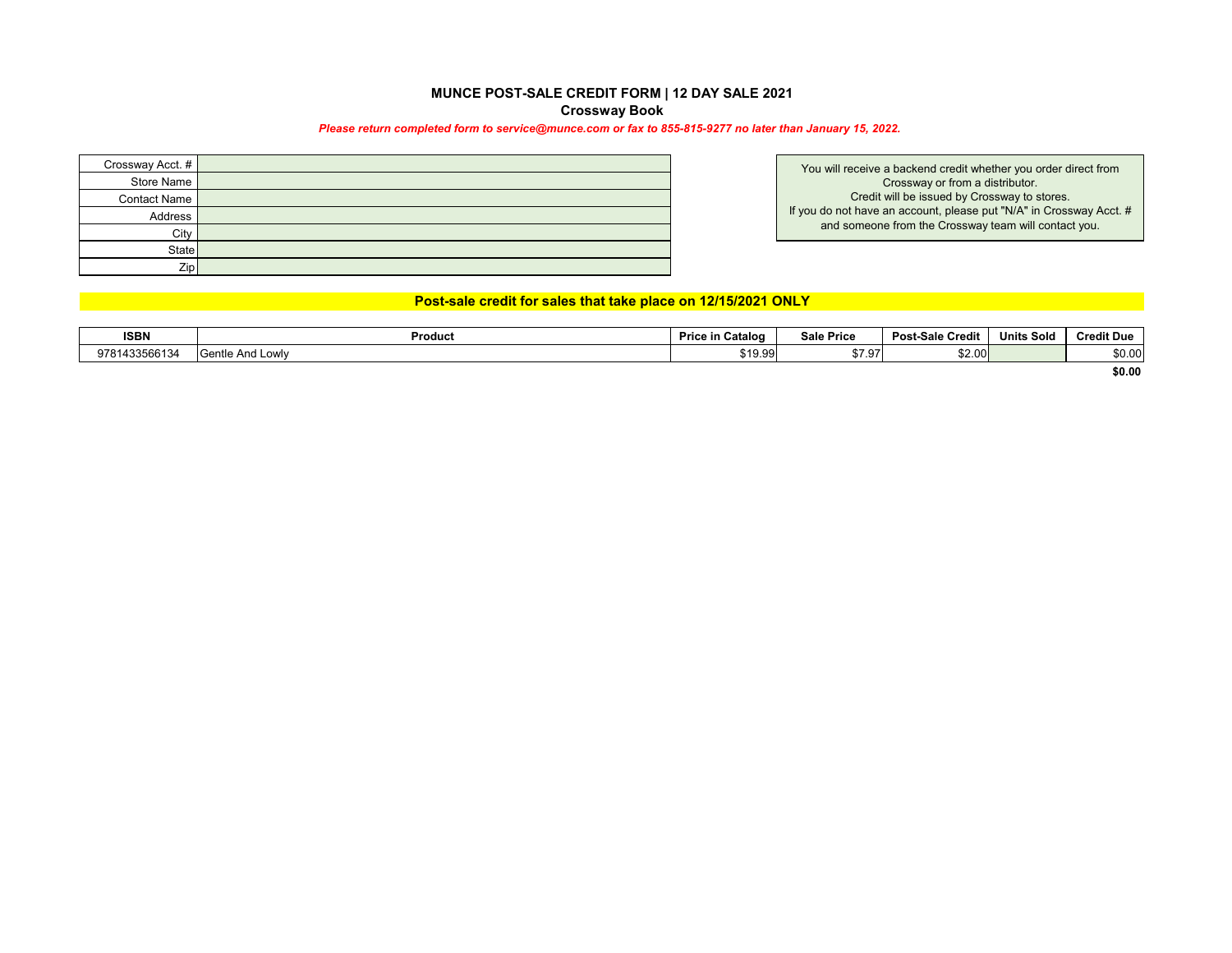# MUNCE POST-SALE CREDIT FORM | 12 DAY SALE 2021

## Crossway Book

***Please return completed form to service@munce.com or fax to 855-815-9277 no later than January 15, 2022.***

| | |
|---|---|
| Crossway Acct. # | |
| Store Name | |
| Contact Name | |
| Address | |
| City | |
| State | |
| Zip | |

You will receive a backend credit whether you order direct from Crossway or from a distributor.
Credit will be issued by Crossway to stores.
If you do not have an account, please put "N/A" in Crossway Acct. # and someone from the Crossway team will contact you.

**Post-sale credit for sales that take place on 12/15/2021 ONLY**

| ISBN | Product | Price in Catalog | Sale Price | Post-Sale Credit | Units Sold | Credit Due |
|---|---|---|---|---|---|---|
| 9781433566134 | Gentle And Lowly | $19.99 | $7.97 | $2.00 | | $0.00 |
| | | | | | | **$0.00** |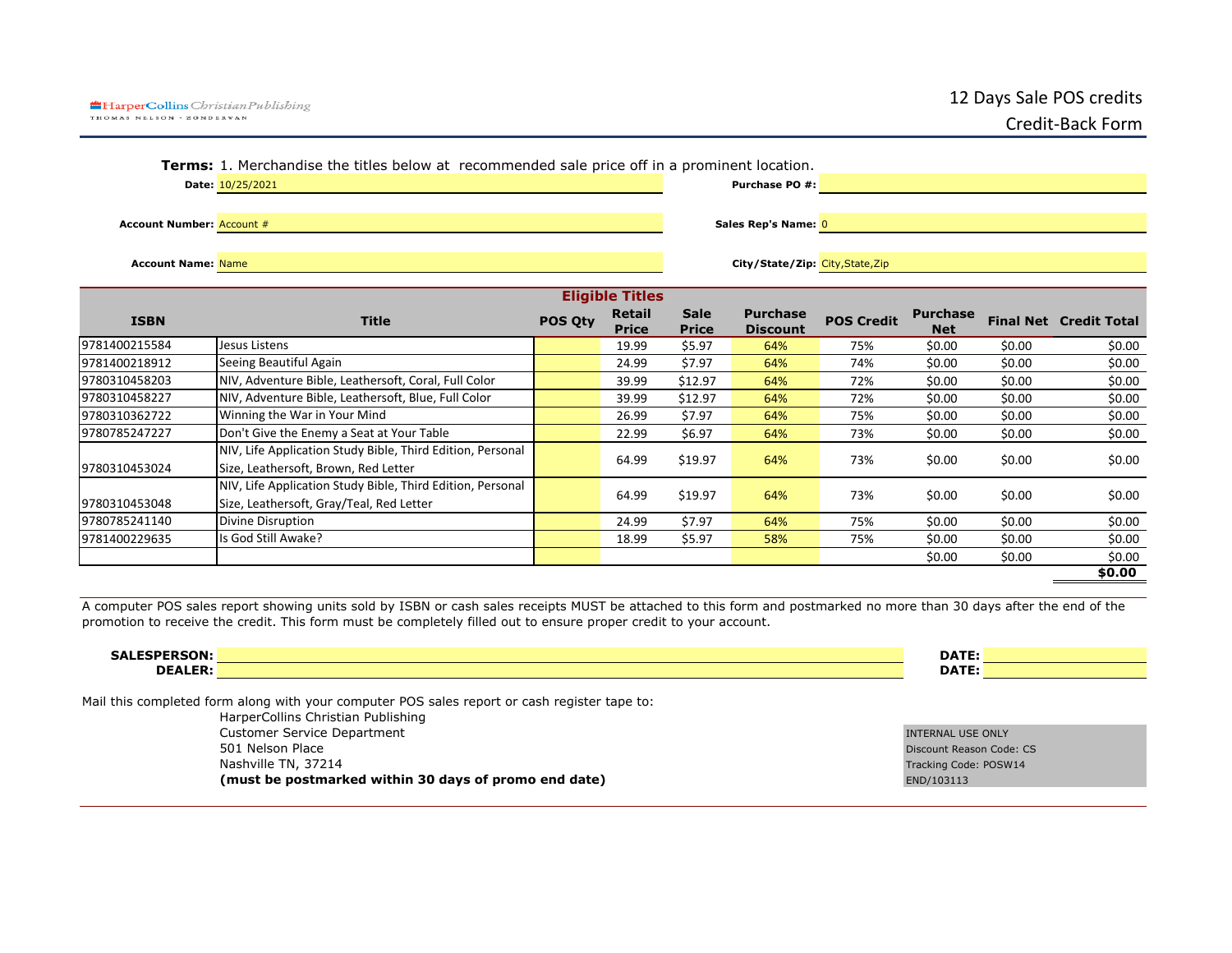HarperCollins Christian Publishing
THOMAS NELSON · ZONDERVAN

# 12 Days Sale POS credits
# Credit-Back Form

**Terms:** 1. Merchandise the titles below at recommended sale price off in a prominent location.

**Date:** 10/25/2021 **Purchase PO #:**

**Account Number:** Account # **Sales Rep's Name:** 0

**Account Name:** Name **City/State/Zip:** City,State,Zip

**Eligible Titles**

| ISBN | Title | POS Qty | Retail Price | Sale Price | Purchase Discount | POS Credit | Purchase Net | Final Net | Credit Total |
|---|---|---|---|---|---|---|---|---|---|
| 9781400215584 | Jesus Listens | | 19.99 | $5.97 | 64% | 75% | $0.00 | $0.00 | $0.00 |
| 9781400218912 | Seeing Beautiful Again | | 24.99 | $7.97 | 64% | 74% | $0.00 | $0.00 | $0.00 |
| 9780310458203 | NIV, Adventure Bible, Leathersoft, Coral, Full Color | | 39.99 | $12.97 | 64% | 72% | $0.00 | $0.00 | $0.00 |
| 9780310458227 | NIV, Adventure Bible, Leathersoft, Blue, Full Color | | 39.99 | $12.97 | 64% | 72% | $0.00 | $0.00 | $0.00 |
| 9780310362722 | Winning the War in Your Mind | | 26.99 | $7.97 | 64% | 75% | $0.00 | $0.00 | $0.00 |
| 9780785247227 | Don't Give the Enemy a Seat at Your Table | | 22.99 | $6.97 | 64% | 73% | $0.00 | $0.00 | $0.00 |
| 9780310453024 | NIV, Life Application Study Bible, Third Edition, Personal Size, Leathersoft, Brown, Red Letter | | 64.99 | $19.97 | 64% | 73% | $0.00 | $0.00 | $0.00 |
| 9780310453048 | NIV, Life Application Study Bible, Third Edition, Personal Size, Leathersoft, Gray/Teal, Red Letter | | 64.99 | $19.97 | 64% | 73% | $0.00 | $0.00 | $0.00 |
| 9780785241140 | Divine Disruption | | 24.99 | $7.97 | 64% | 75% | $0.00 | $0.00 | $0.00 |
| 9781400229635 | Is God Still Awake? | | 18.99 | $5.97 | 58% | 75% | $0.00 | $0.00 | $0.00 |
| | | | | | | | $0.00 | $0.00 | $0.00 |
| | | | | | | | | | **$0.00** |

A computer POS sales report showing units sold by ISBN or cash sales receipts MUST be attached to this form and postmarked no more than 30 days after the end of the promotion to receive the credit. This form must be completely filled out to ensure proper credit to your account.

**SALESPERSON:** **DATE:**

**DEALER:** **DATE:**

Mail this completed form along with your computer POS sales report or cash register tape to:

HarperCollins Christian Publishing
Customer Service Department
501 Nelson Place
Nashville TN, 37214
**(must be postmarked within 30 days of promo end date)**

INTERNAL USE ONLY
Discount Reason Code: CS
Tracking Code: POSW14
END/103113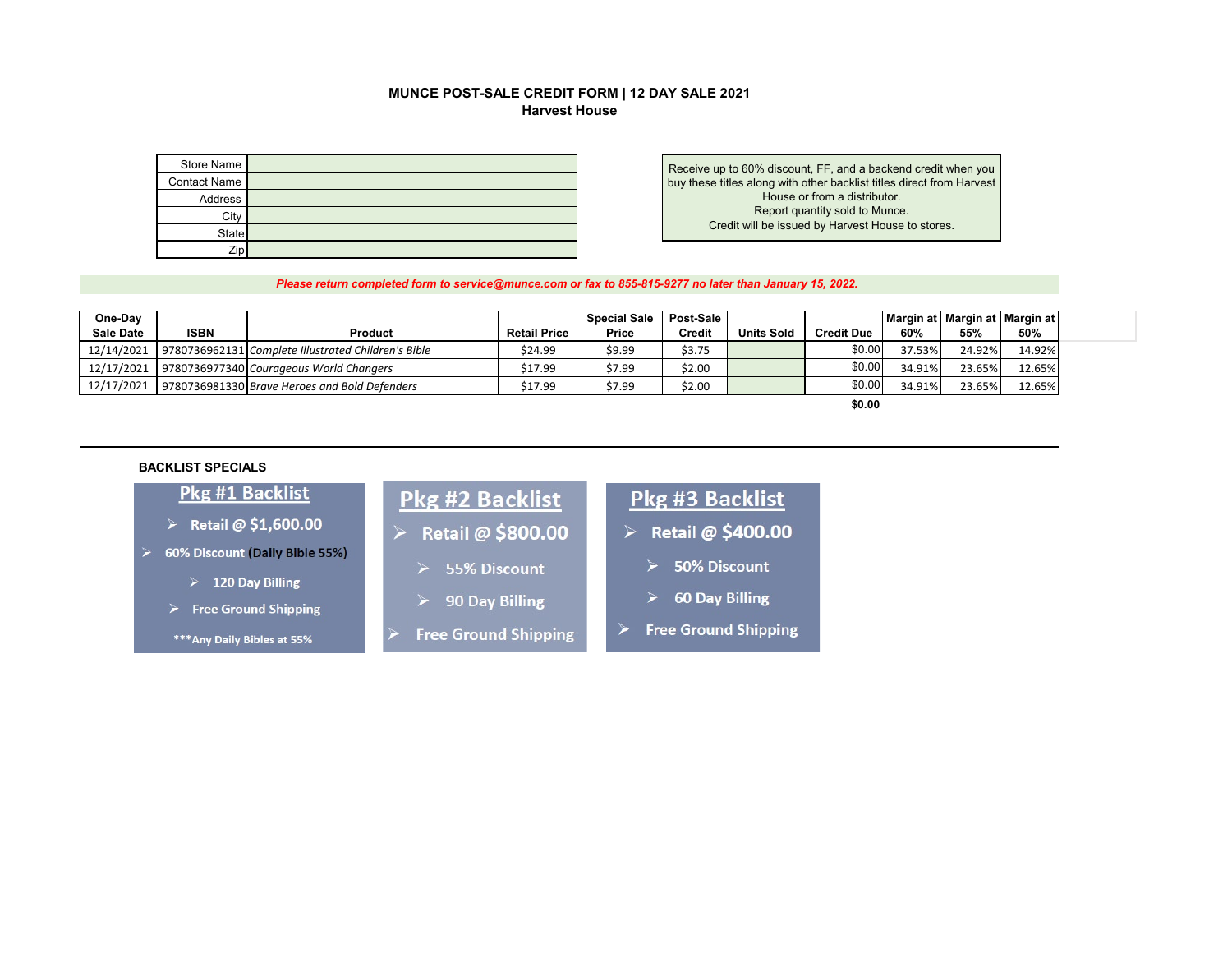# MUNCE POST-SALE CREDIT FORM | 12 DAY SALE 2021
## Harvest House

| Store Name | |
|---|---|
| Contact Name | |
| Address | |
| City | |
| State | |
| Zip | |

Receive up to 60% discount, FF, and a backend credit when you buy these titles along with other backlist titles direct from Harvest House or from a distributor.
Report quantity sold to Munce.
Credit will be issued by Harvest House to stores.

***Please return completed form to service@munce.com or fax to 855-815-9277 no later than January 15, 2022.***

| One-Day Sale Date | ISBN | Product | Retail Price | Special Sale Price | Post-Sale Credit | Units Sold | Credit Due | Margin at 60% | Margin at 55% | Margin at 50% |
|---|---|---|---|---|---|---|---|---|---|---|
| 12/14/2021 | 9780736962131 | *Complete Illustrated Children's Bible* | $24.99 | $9.99 | $3.75 | | $0.00 | 37.53% | 24.92% | 14.92% |
| 12/17/2021 | 9780736977340 | *Courageous World Changers* | $17.99 | $7.99 | $2.00 | | $0.00 | 34.91% | 23.65% | 12.65% |
| 12/17/2021 | 9780736981330 | *Brave Heroes and Bold Defenders* | $17.99 | $7.99 | $2.00 | | $0.00 | 34.91% | 23.65% | 12.65% |
| | | | | | | | **$0.00** | | | |

**BACKLIST SPECIALS**

**Pkg #1 Backlist**
- Retail @ $1,600.00
- 60% Discount (Daily Bible 55%)
- 120 Day Billing
- Free Ground Shipping

***Any Daily Bibles at 55%

**Pkg #2 Backlist**
- Retail @ $800.00
- 55% Discount
- 90 Day Billing
- Free Ground Shipping

**Pkg #3 Backlist**
- Retail @ $400.00
- 50% Discount
- 60 Day Billing
- Free Ground Shipping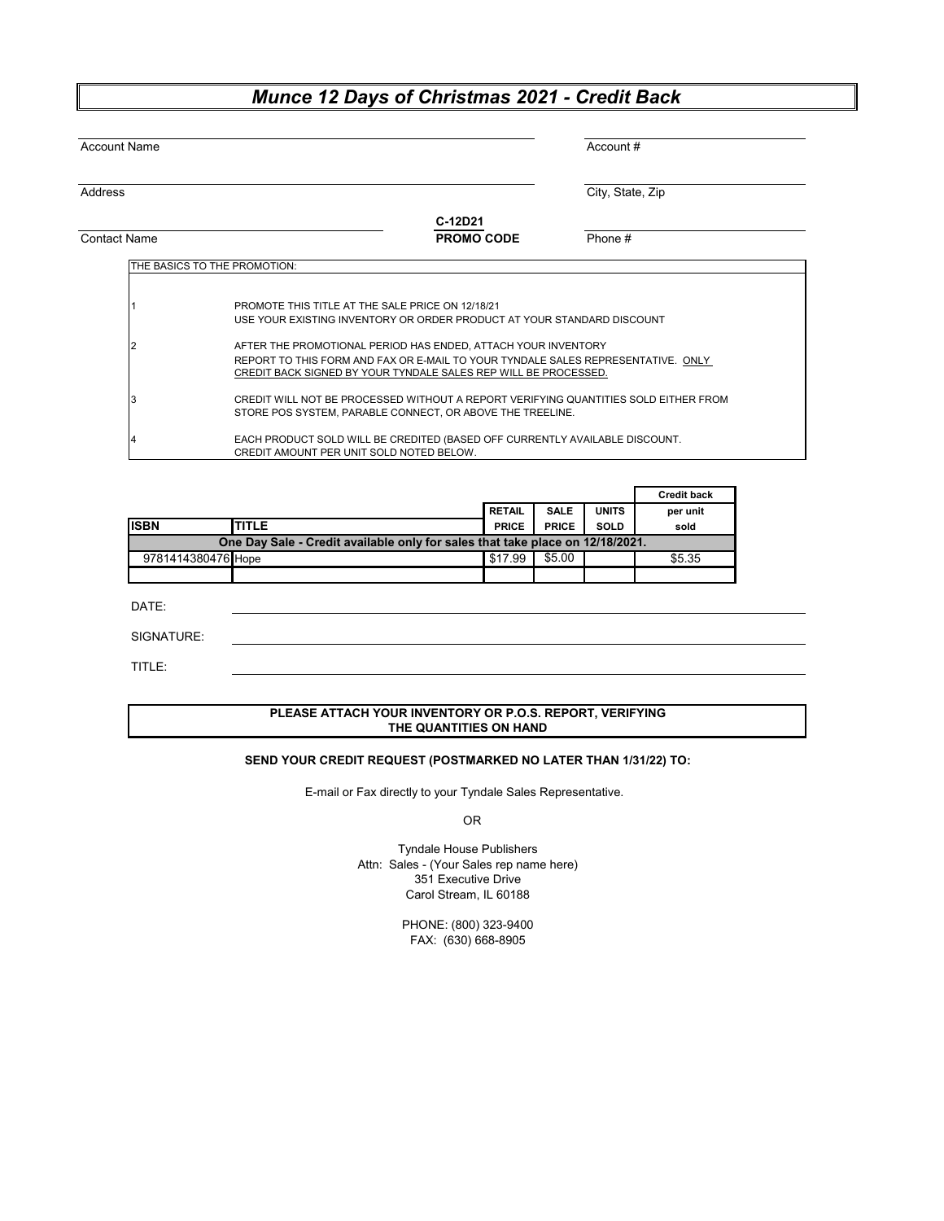# *Munce 12 Days of Christmas 2021 - Credit Back*

Account Name ______________________ Account # ______________________

Address ______________________ City, State, Zip ______________________

Contact Name ______________________ **C-12D21** **PROMO CODE** Phone # ______________________

THE BASICS TO THE PROMOTION:

1. PROMOTE THIS TITLE AT THE SALE PRICE ON 12/18/21
   USE YOUR EXISTING INVENTORY OR ORDER PRODUCT AT YOUR STANDARD DISCOUNT
2. AFTER THE PROMOTIONAL PERIOD HAS ENDED, ATTACH YOUR INVENTORY REPORT TO THIS FORM AND FAX OR E-MAIL TO YOUR TYNDALE SALES REPRESENTATIVE. ONLY CREDIT BACK SIGNED BY YOUR TYNDALE SALES REP WILL BE PROCESSED.
3. CREDIT WILL NOT BE PROCESSED WITHOUT A REPORT VERIFYING QUANTITIES SOLD EITHER FROM STORE POS SYSTEM, PARABLE CONNECT, OR ABOVE THE TREELINE.
4. EACH PRODUCT SOLD WILL BE CREDITED (BASED OFF CURRENTLY AVAILABLE DISCOUNT. CREDIT AMOUNT PER UNIT SOLD NOTED BELOW.

| ISBN | TITLE | RETAIL PRICE | SALE PRICE | UNITS SOLD | Credit back per unit sold |
|---|---|---|---|---|---|
| **One Day Sale - Credit available only for sales that take place on 12/18/2021.** | | | | | |
| 9781414380476 | Hope | $17.99 | $5.00 | | $5.35 |
| | | | | | |

DATE: ______________________

SIGNATURE: ______________________

TITLE: ______________________

**PLEASE ATTACH YOUR INVENTORY OR P.O.S. REPORT, VERIFYING THE QUANTITIES ON HAND**

**SEND YOUR CREDIT REQUEST (POSTMARKED NO LATER THAN 1/31/22) TO:**

E-mail or Fax directly to your Tyndale Sales Representative.

OR

Tyndale House Publishers
Attn: Sales - (Your Sales rep name here)
351 Executive Drive
Carol Stream, IL 60188

PHONE: (800) 323-9400
FAX: (630) 668-8905